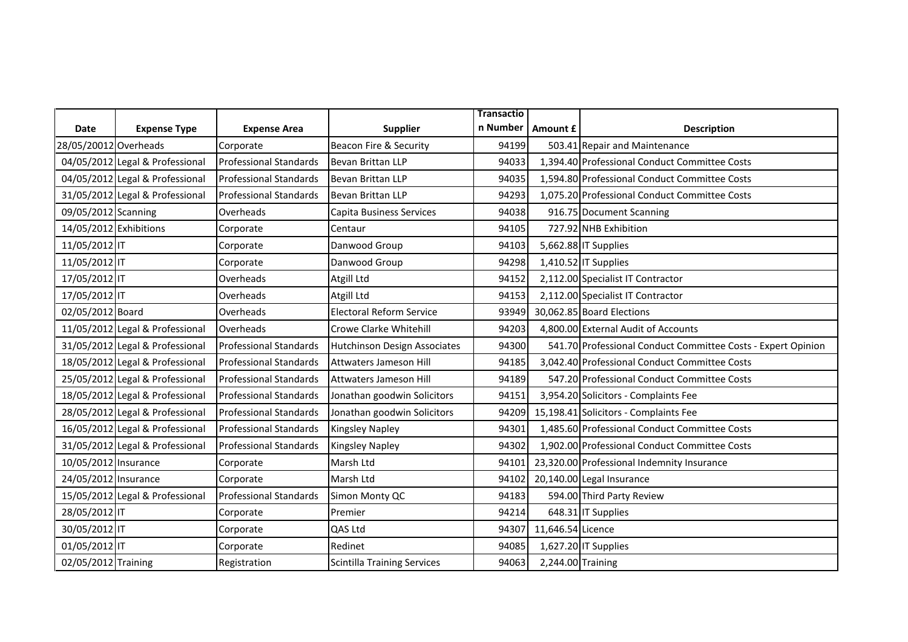| Date | Expense Type | Expense Area | Supplier | Transaction Number | Amount £ | Description |
|---|---|---|---|---|---|---|
| 28/05/20012 | Overheads | Corporate | Beacon Fire & Security | 94199 | 503.41 | Repair and Maintenance |
| 04/05/2012 | Legal & Professional | Professional Standards | Bevan Brittan LLP | 94033 | 1,394.40 | Professional Conduct Committee Costs |
| 04/05/2012 | Legal & Professional | Professional Standards | Bevan Brittan LLP | 94035 | 1,594.80 | Professional Conduct Committee Costs |
| 31/05/2012 | Legal & Professional | Professional Standards | Bevan Brittan LLP | 94293 | 1,075.20 | Professional Conduct Committee Costs |
| 09/05/2012 | Scanning | Overheads | Capita Business Services | 94038 | 916.75 | Document Scanning |
| 14/05/2012 | Exhibitions | Corporate | Centaur | 94105 | 727.92 | NHB Exhibition |
| 11/05/2012 | IT | Corporate | Danwood Group | 94103 | 5,662.88 | IT Supplies |
| 11/05/2012 | IT | Corporate | Danwood Group | 94298 | 1,410.52 | IT Supplies |
| 17/05/2012 | IT | Overheads | Atgill Ltd | 94152 | 2,112.00 | Specialist IT Contractor |
| 17/05/2012 | IT | Overheads | Atgill Ltd | 94153 | 2,112.00 | Specialist IT Contractor |
| 02/05/2012 | Board | Overheads | Electoral Reform Service | 93949 | 30,062.85 | Board Elections |
| 11/05/2012 | Legal & Professional | Overheads | Crowe Clarke Whitehill | 94203 | 4,800.00 | External Audit of Accounts |
| 31/05/2012 | Legal & Professional | Professional Standards | Hutchinson Design Associates | 94300 | 541.70 | Professional Conduct Committee Costs - Expert Opinion |
| 18/05/2012 | Legal & Professional | Professional Standards | Attwaters Jameson Hill | 94185 | 3,042.40 | Professional Conduct Committee Costs |
| 25/05/2012 | Legal & Professional | Professional Standards | Attwaters Jameson Hill | 94189 | 547.20 | Professional Conduct Committee Costs |
| 18/05/2012 | Legal & Professional | Professional Standards | Jonathan goodwin Solicitors | 94151 | 3,954.20 | Solicitors - Complaints Fee |
| 28/05/2012 | Legal & Professional | Professional Standards | Jonathan goodwin Solicitors | 94209 | 15,198.41 | Solicitors - Complaints Fee |
| 16/05/2012 | Legal & Professional | Professional Standards | Kingsley Napley | 94301 | 1,485.60 | Professional Conduct Committee Costs |
| 31/05/2012 | Legal & Professional | Professional Standards | Kingsley Napley | 94302 | 1,902.00 | Professional Conduct Committee Costs |
| 10/05/2012 | Insurance | Corporate | Marsh Ltd | 94101 | 23,320.00 | Professional Indemnity Insurance |
| 24/05/2012 | Insurance | Corporate | Marsh Ltd | 94102 | 20,140.00 | Legal Insurance |
| 15/05/2012 | Legal & Professional | Professional Standards | Simon Monty QC | 94183 | 594.00 | Third Party Review |
| 28/05/2012 | IT | Corporate | Premier | 94214 | 648.31 | IT Supplies |
| 30/05/2012 | IT | Corporate | QAS Ltd | 94307 | 11,646.54 | Licence |
| 01/05/2012 | IT | Corporate | Redinet | 94085 | 1,627.20 | IT Supplies |
| 02/05/2012 | Training | Registration | Scintilla Training Services | 94063 | 2,244.00 | Training |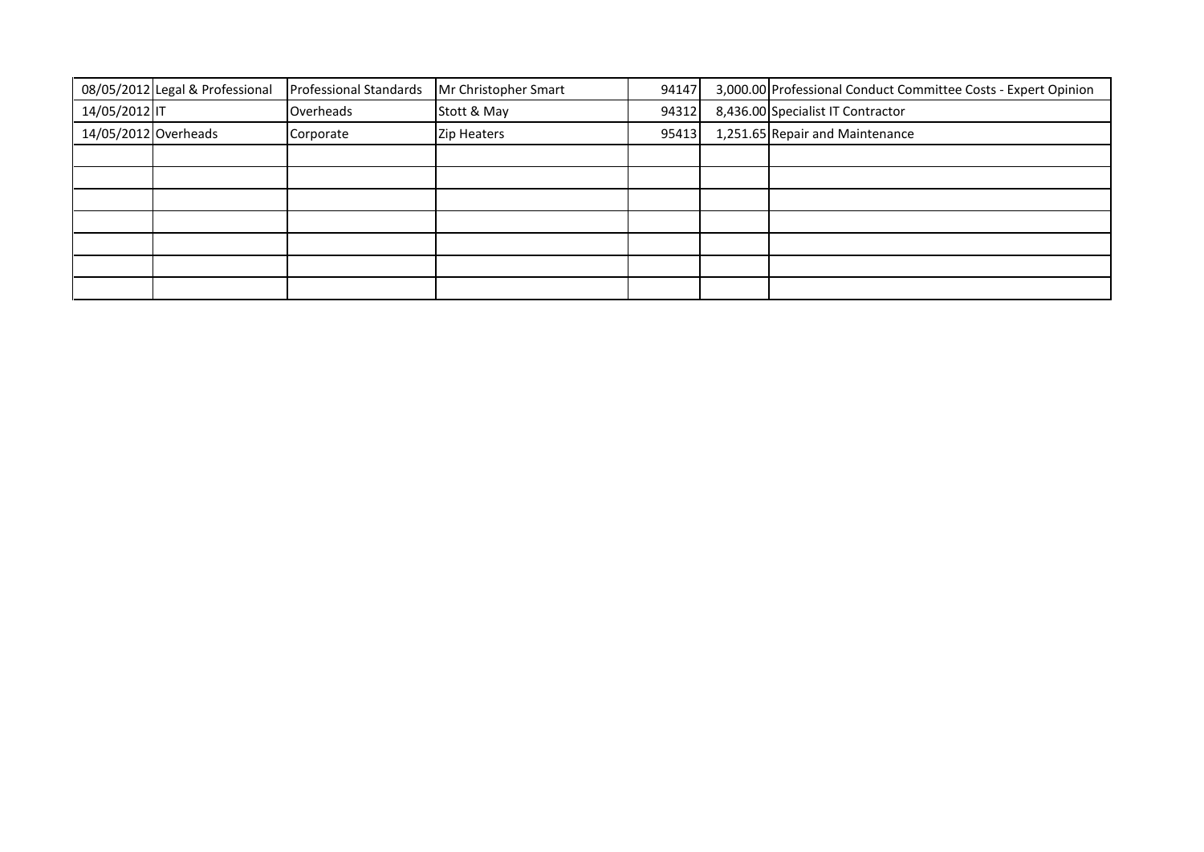| | | | | | | |
|---|---|---|---|---|---|---|
| 08/05/2012 | Legal & Professional | Professional Standards | Mr Christopher Smart | 94147 | 3,000.00 | Professional Conduct Committee Costs - Expert Opinion |
| 14/05/2012 | IT | Overheads | Stott & May | 94312 | 8,436.00 | Specialist IT Contractor |
| 14/05/2012 | Overheads | Corporate | Zip Heaters | 95413 | 1,251.65 | Repair and Maintenance |
| | | | | | | |
| | | | | | | |
| | | | | | | |
| | | | | | | |
| | | | | | | |
| | | | | | | |
| | | | | | | |